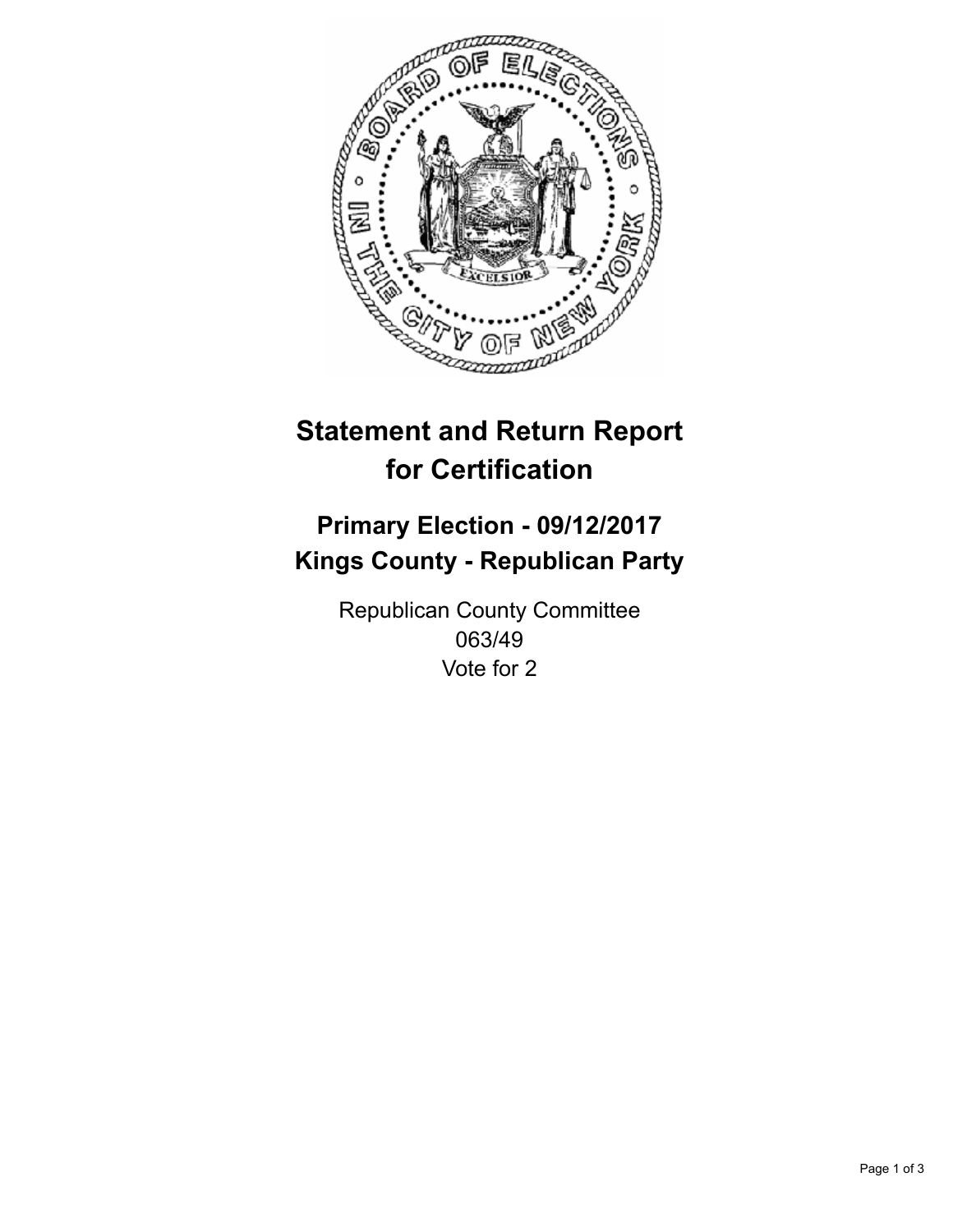# Statement and Return Report for Certification

## Primary Election - 09/12/2017
## Kings County - Republican Party

Republican County Committee
063/49
Vote for 2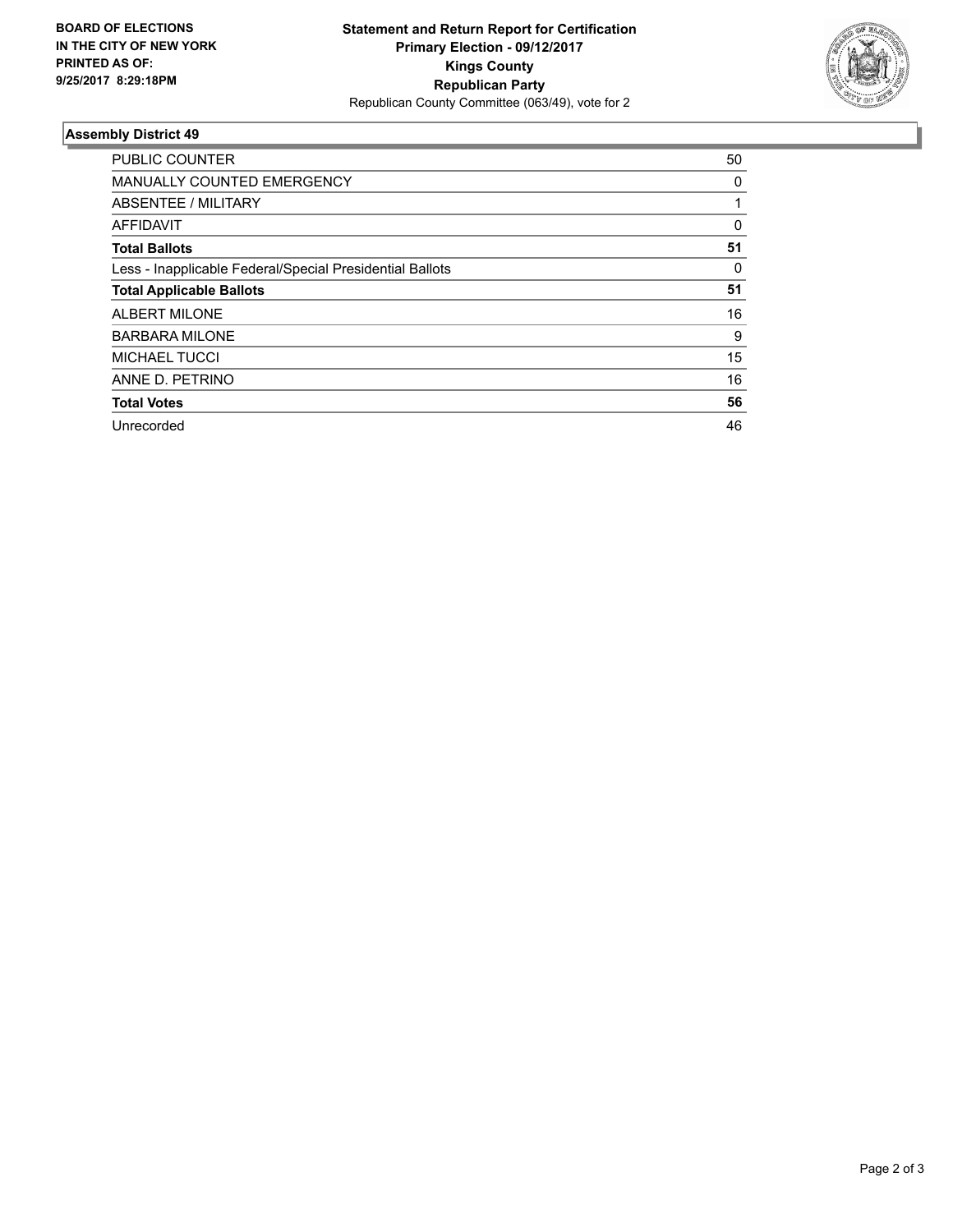**BOARD OF ELECTIONS IN THE CITY OF NEW YORK PRINTED AS OF: 9/25/2017 8:29:18PM**

**Statement and Return Report for Certification**
**Primary Election - 09/12/2017**
**Kings County**
**Republican Party**
Republican County Committee (063/49), vote for 2

### Assembly District 49

| | |
|---|---|
| PUBLIC COUNTER | 50 |
| MANUALLY COUNTED EMERGENCY | 0 |
| ABSENTEE / MILITARY | 1 |
| AFFIDAVIT | 0 |
| **Total Ballots** | **51** |
| Less - Inapplicable Federal/Special Presidential Ballots | 0 |
| **Total Applicable Ballots** | **51** |
| ALBERT MILONE | 16 |
| BARBARA MILONE | 9 |
| MICHAEL TUCCI | 15 |
| ANNE D. PETRINO | 16 |
| **Total Votes** | **56** |
| Unrecorded | 46 |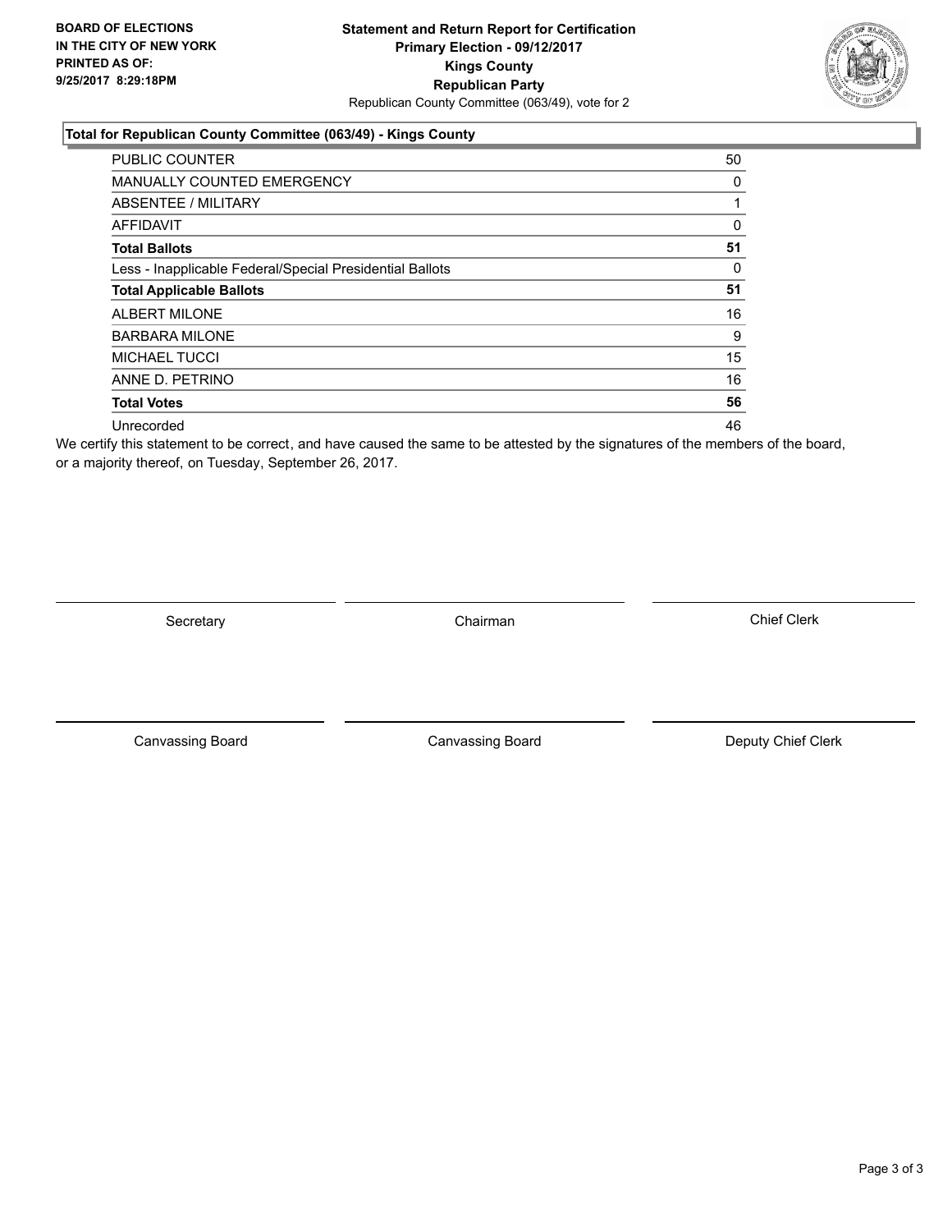**BOARD OF ELECTIONS IN THE CITY OF NEW YORK PRINTED AS OF: 9/25/2017 8:29:18PM**

**Statement and Return Report for Certification**
**Primary Election - 09/12/2017**
**Kings County**
**Republican Party**
Republican County Committee (063/49), vote for 2

### Total for Republican County Committee (063/49) - Kings County

| | |
|---|---|
| PUBLIC COUNTER | 50 |
| MANUALLY COUNTED EMERGENCY | 0 |
| ABSENTEE / MILITARY | 1 |
| AFFIDAVIT | 0 |
| **Total Ballots** | **51** |
| Less - Inapplicable Federal/Special Presidential Ballots | 0 |
| **Total Applicable Ballots** | **51** |
| ALBERT MILONE | 16 |
| BARBARA MILONE | 9 |
| MICHAEL TUCCI | 15 |
| ANNE D. PETRINO | 16 |
| **Total Votes** | **56** |
| Unrecorded | 46 |

We certify this statement to be correct, and have caused the same to be attested by the signatures of the members of the board, or a majority thereof, on Tuesday, September 26, 2017.

Secretary

Chairman

Chief Clerk

Canvassing Board

Canvassing Board

Deputy Chief Clerk